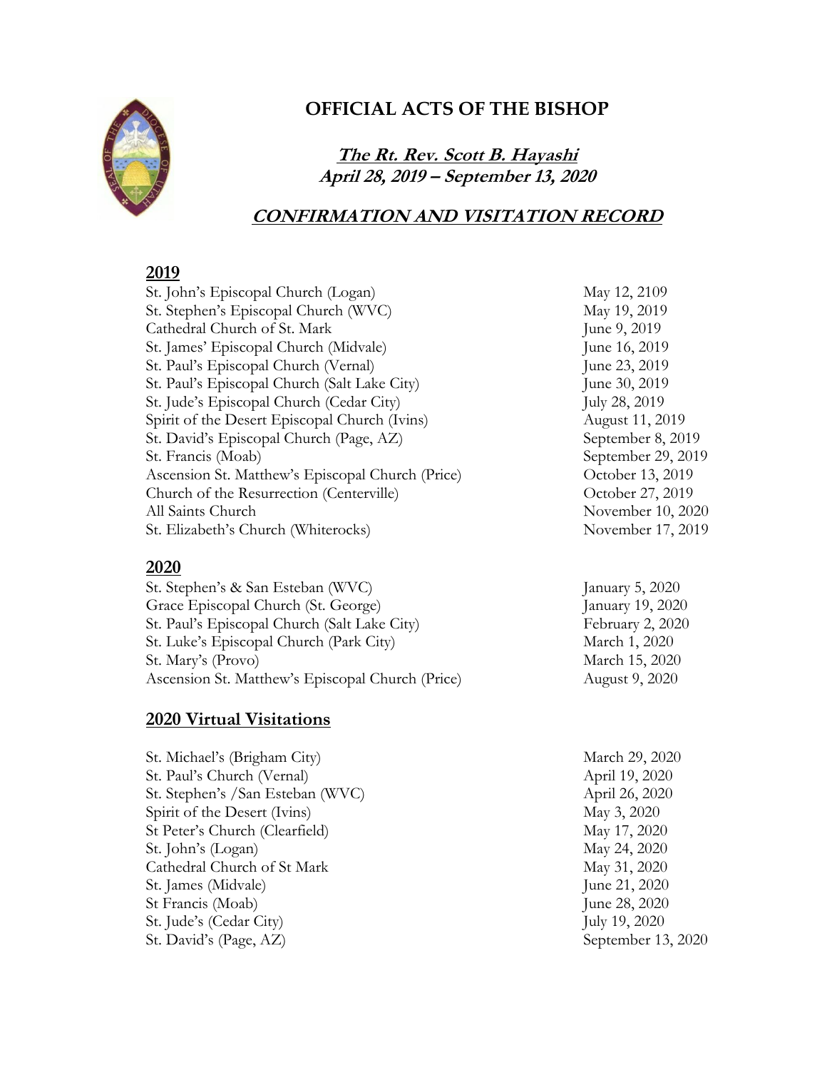# OFFICIAL ACTS OF THE BISHOP

***The Rt. Rev. Scott B. Hayashi***
***April 28, 2019 – September 13, 2020***

## ***CONFIRMATION AND VISITATION RECORD***

### 2019

| | |
|---|---|
| St. John's Episcopal Church (Logan) | May 12, 2109 |
| St. Stephen's Episcopal Church (WVC) | May 19, 2019 |
| Cathedral Church of St. Mark | June 9, 2019 |
| St. James' Episcopal Church (Midvale) | June 16, 2019 |
| St. Paul's Episcopal Church (Vernal) | June 23, 2019 |
| St. Paul's Episcopal Church (Salt Lake City) | June 30, 2019 |
| St. Jude's Episcopal Church (Cedar City) | July 28, 2019 |
| Spirit of the Desert Episcopal Church (Ivins) | August 11, 2019 |
| St. David's Episcopal Church (Page, AZ) | September 8, 2019 |
| St. Francis (Moab) | September 29, 2019 |
| Ascension St. Matthew's Episcopal Church (Price) | October 13, 2019 |
| Church of the Resurrection (Centerville) | October 27, 2019 |
| All Saints Church | November 10, 2020 |
| St. Elizabeth's Church (Whiterocks) | November 17, 2019 |

### 2020

| | |
|---|---|
| St. Stephen's & San Esteban (WVC) | January 5, 2020 |
| Grace Episcopal Church (St. George) | January 19, 2020 |
| St. Paul's Episcopal Church (Salt Lake City) | February 2, 2020 |
| St. Luke's Episcopal Church (Park City) | March 1, 2020 |
| St. Mary's (Provo) | March 15, 2020 |
| Ascension St. Matthew's Episcopal Church (Price) | August 9, 2020 |

### 2020 Virtual Visitations

| | |
|---|---|
| St. Michael's (Brigham City) | March 29, 2020 |
| St. Paul's Church (Vernal) | April 19, 2020 |
| St. Stephen's /San Esteban (WVC) | April 26, 2020 |
| Spirit of the Desert (Ivins) | May 3, 2020 |
| St Peter's Church (Clearfield) | May 17, 2020 |
| St. John's (Logan) | May 24, 2020 |
| Cathedral Church of St Mark | May 31, 2020 |
| St. James (Midvale) | June 21, 2020 |
| St Francis (Moab) | June 28, 2020 |
| St. Jude's (Cedar City) | July 19, 2020 |
| St. David's (Page, AZ) | September 13, 2020 |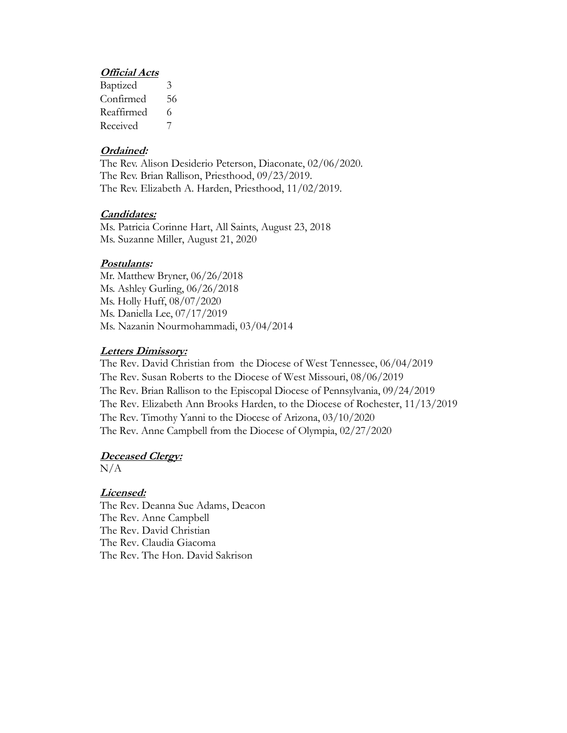***Official Acts***

| | |
|---|---|
| Baptized | 3 |
| Confirmed | 56 |
| Reaffirmed | 6 |
| Received | 7 |

***Ordained:***

The Rev. Alison Desiderio Peterson, Diaconate, 02/06/2020.
The Rev. Brian Rallison, Priesthood, 09/23/2019.
The Rev. Elizabeth A. Harden, Priesthood, 11/02/2019.

***Candidates:***

Ms. Patricia Corinne Hart, All Saints, August 23, 2018
Ms. Suzanne Miller, August 21, 2020

***Postulants:***

Mr. Matthew Bryner, 06/26/2018
Ms. Ashley Gurling, 06/26/2018
Ms. Holly Huff, 08/07/2020
Ms. Daniella Lee, 07/17/2019
Ms. Nazanin Nourmohammadi, 03/04/2014

***Letters Dimissory:***

The Rev. David Christian from the Diocese of West Tennessee, 06/04/2019
The Rev. Susan Roberts to the Diocese of West Missouri, 08/06/2019
The Rev. Brian Rallison to the Episcopal Diocese of Pennsylvania, 09/24/2019
The Rev. Elizabeth Ann Brooks Harden, to the Diocese of Rochester, 11/13/2019
The Rev. Timothy Yanni to the Diocese of Arizona, 03/10/2020
The Rev. Anne Campbell from the Diocese of Olympia, 02/27/2020

***Deceased Clergy:***

N/A

***Licensed:***

The Rev. Deanna Sue Adams, Deacon
The Rev. Anne Campbell
The Rev. David Christian
The Rev. Claudia Giacoma
The Rev. The Hon. David Sakrison